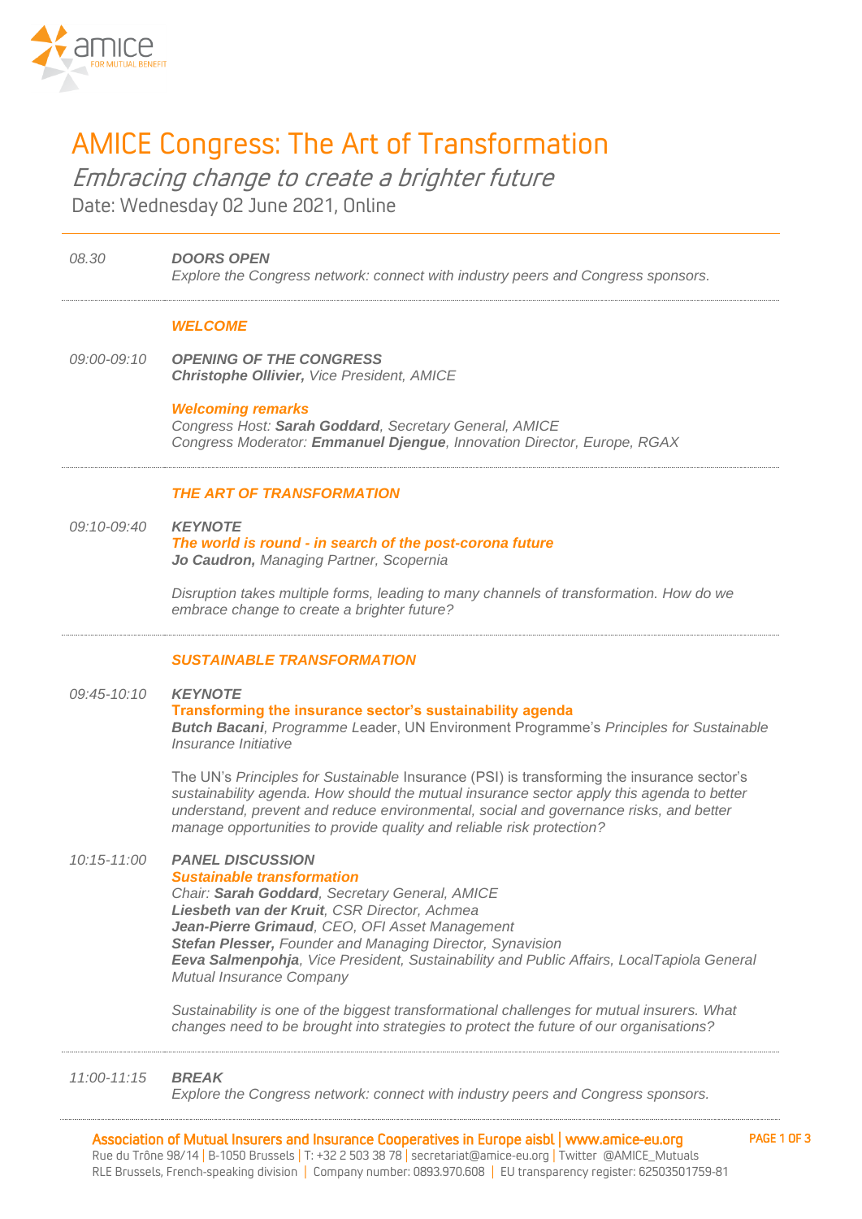# AMICE Congress: The Art of Transformation

## *Embracing change to create a brighter future*

Date: Wednesday 02 June 2021, Online

---

*08.30* **DOORS OPEN**
*Explore the Congress network: connect with industry peers and Congress sponsors.*

---

### *WELCOME*

*09:00-09:10* ***OPENING OF THE CONGRESS***
***Christophe Ollivier,*** *Vice President, AMICE*

***Welcoming remarks***
*Congress Host:* ***Sarah Goddard****, Secretary General, AMICE*
*Congress Moderator:* ***Emmanuel Djengue****, Innovation Director, Europe, RGAX*

---

### *THE ART OF TRANSFORMATION*

*09:10-09:40* ***KEYNOTE***
***The world is round - in search of the post-corona future***
***Jo Caudron,*** *Managing Partner, Scopernia*

*Disruption takes multiple forms, leading to many channels of transformation. How do we embrace change to create a brighter future?*

---

### *SUSTAINABLE TRANSFORMATION*

*09:45-10:10* ***KEYNOTE***
**Transforming the insurance sector's sustainability agenda**
***Butch Bacani****, Programme* Leader, UN Environment Programme's *Principles for Sustainable Insurance Initiative*

The UN's *Principles for Sustainable* Insurance (PSI) is transforming the insurance sector's *sustainability agenda. How should the mutual insurance sector apply this agenda to better understand, prevent and reduce environmental, social and governance risks, and better manage opportunities to provide quality and reliable risk protection?*

*10:15-11:00* ***PANEL DISCUSSION***
***Sustainable transformation***
*Chair:* ***Sarah Goddard****, Secretary General, AMICE*
***Liesbeth van der Kruit****, CSR Director, Achmea*
***Jean-Pierre Grimaud****, CEO, OFI Asset Management*
***Stefan Plesser,*** *Founder and Managing Director, Synavision*
***Eeva Salmenpohja****, Vice President, Sustainability and Public Affairs, LocalTapiola General Mutual Insurance Company*

*Sustainability is one of the biggest transformational challenges for mutual insurers. What changes need to be brought into strategies to protect the future of our organisations?*

---

*11:00-11:15* ***BREAK***
*Explore the Congress network: connect with industry peers and Congress sponsors.*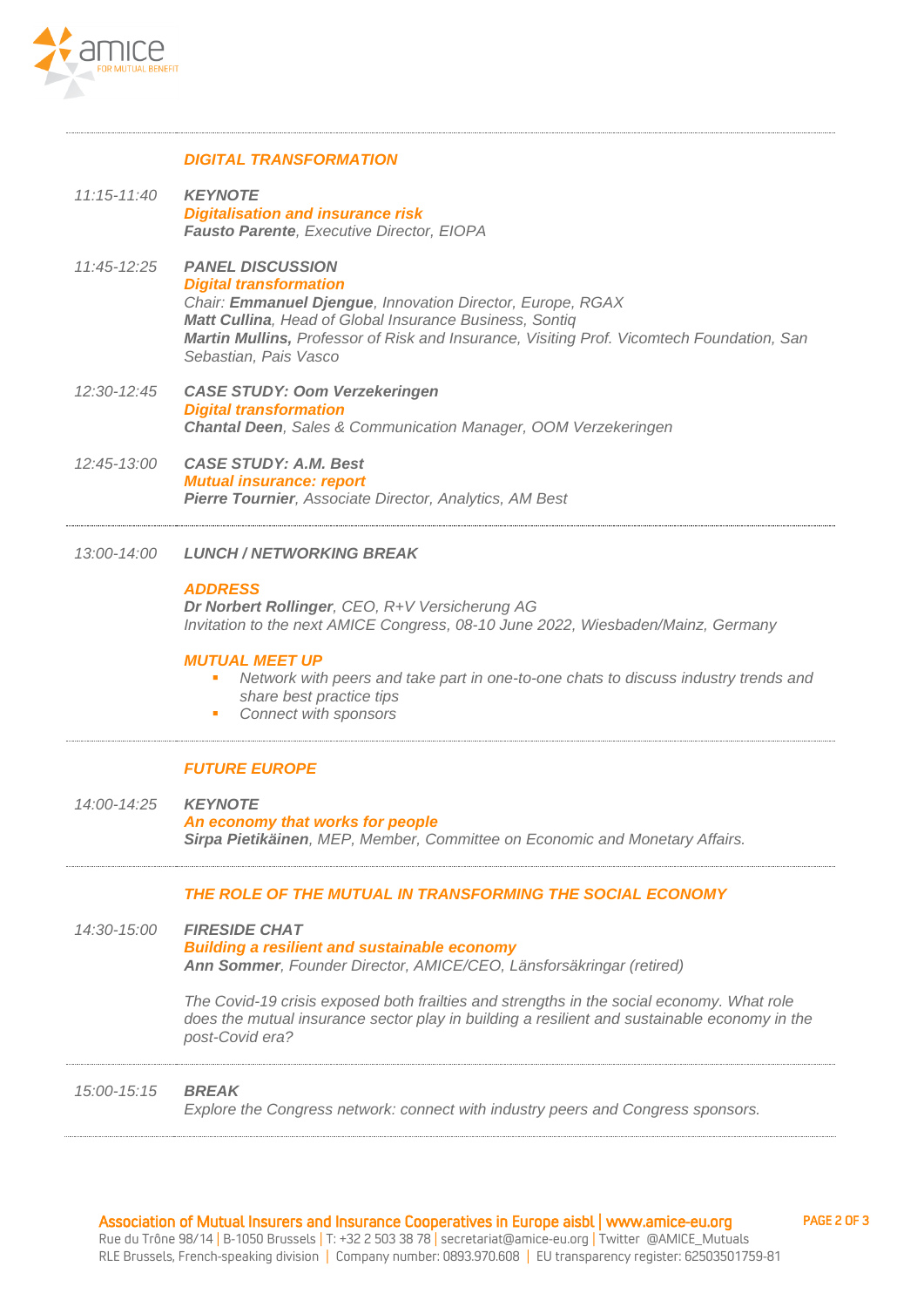## *DIGITAL TRANSFORMATION*

*11:15-11:40* **KEYNOTE**
***Digitalisation and insurance risk***
***Fausto Parente**, Executive Director, EIOPA*

*11:45-12:25* ***PANEL DISCUSSION***
***Digital transformation***
*Chair: **Emmanuel Djengue**, Innovation Director, Europe, RGAX*
***Matt Cullina**, Head of Global Insurance Business, Sontiq*
***Martin Mullins,** Professor of Risk and Insurance, Visiting Prof. Vicomtech Foundation, San Sebastian, Pais Vasco*

*12:30-12:45* ***CASE STUDY: Oom Verzekeringen***
***Digital transformation***
***Chantal Deen**, Sales & Communication Manager, OOM Verzekeringen*

*12:45-13:00* ***CASE STUDY: A.M. Best***
***Mutual insurance: report***
***Pierre Tournier**, Associate Director, Analytics, AM Best*

---

*13:00-14:00* ***LUNCH / NETWORKING BREAK***

***ADDRESS***
***Dr Norbert Rollinger**, CEO, R+V Versicherung AG*
*Invitation to the next AMICE Congress, 08-10 June 2022, Wiesbaden/Mainz, Germany*

***MUTUAL MEET UP***
- *Network with peers and take part in one-to-one chats to discuss industry trends and share best practice tips*
- *Connect with sponsors*

---

## *FUTURE EUROPE*

*14:00-14:25* ***KEYNOTE***
***An economy that works for people***
***Sirpa Pietikäinen**, MEP, Member, Committee on Economic and Monetary Affairs.*

---

## *THE ROLE OF THE MUTUAL IN TRANSFORMING THE SOCIAL ECONOMY*

*14:30-15:00* ***FIRESIDE CHAT***
***Building a resilient and sustainable economy***
***Ann Sommer**, Founder Director, AMICE/CEO, Länsforsäkringar (retired)*

*The Covid-19 crisis exposed both frailties and strengths in the social economy. What role does the mutual insurance sector play in building a resilient and sustainable economy in the post-Covid era?*

---

*15:00-15:15* ***BREAK***
*Explore the Congress network: connect with industry peers and Congress sponsors.*

---

Association of Mutual Insurers and Insurance Cooperatives in Europe aisbl | www.amice-eu.org
Rue du Trône 98/14 | B-1050 Brussels | T: +32 2 503 38 78 | secretariat@amice-eu.org | Twitter @AMICE_Mutuals
RLE Brussels, French-speaking division | Company number: 0893.970.608 | EU transparency register: 62503501759-81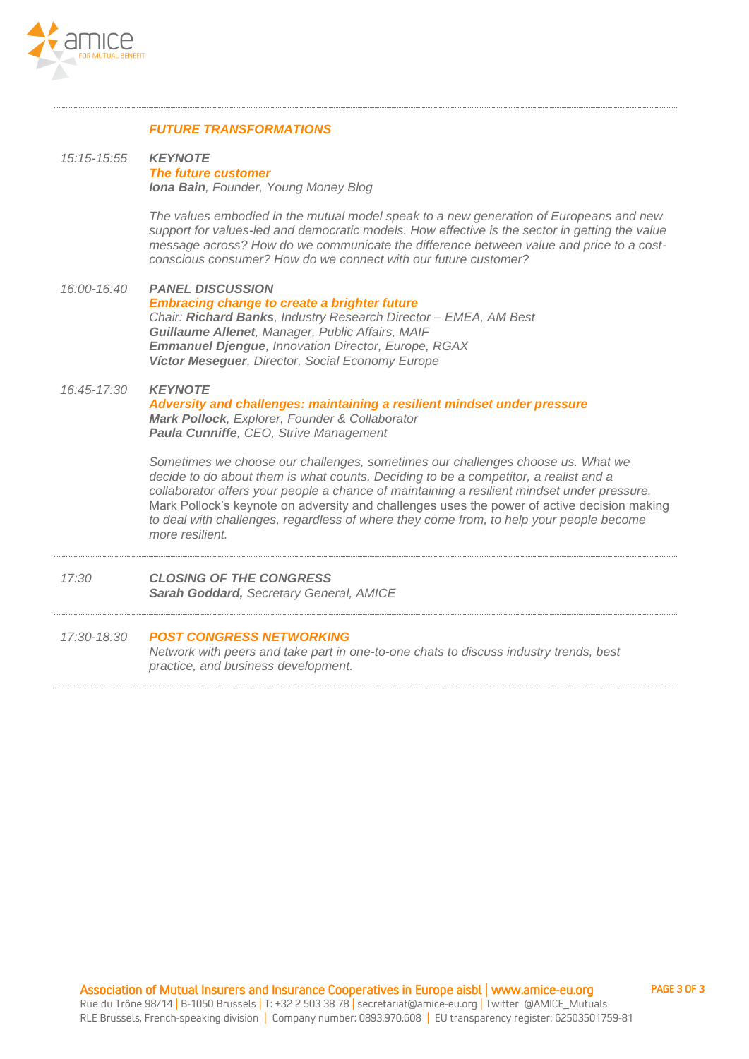## *FUTURE TRANSFORMATIONS*

*15:15-15:55* **_KEYNOTE_**
**_The future customer_**
***Iona Bain**, Founder, Young Money Blog*

*The values embodied in the mutual model speak to a new generation of Europeans and new support for values-led and democratic models. How effective is the sector in getting the value message across? How do we communicate the difference between value and price to a cost-conscious consumer? How do we connect with our future customer?*

*16:00-16:40* **_PANEL DISCUSSION_**
**_Embracing change to create a brighter future_**
*Chair: **Richard Banks**, Industry Research Director – EMEA, AM Best*
***Guillaume Allenet**, Manager, Public Affairs, MAIF*
***Emmanuel Djengue**, Innovation Director, Europe, RGAX*
***Víctor Meseguer**, Director, Social Economy Europe*

*16:45-17:30* **_KEYNOTE_**
**_Adversity and challenges: maintaining a resilient mindset under pressure_**
***Mark Pollock**, Explorer, Founder & Collaborator*
***Paula Cunniffe**, CEO, Strive Management*

*Sometimes we choose our challenges, sometimes our challenges choose us. What we decide to do about them is what counts. Deciding to be a competitor, a realist and a collaborator offers your people a chance of maintaining a resilient mindset under pressure.* Mark Pollock's keynote on adversity and challenges uses the power of active decision making *to deal with challenges, regardless of where they come from, to help your people become more resilient.*

---

*17:30* **_CLOSING OF THE CONGRESS_**
***Sarah Goddard,** Secretary General, AMICE*

---

*17:30-18:30* **_POST CONGRESS NETWORKING_**
*Network with peers and take part in one-to-one chats to discuss industry trends, best practice, and business development.*

---

Association of Mutual Insurers and Insurance Cooperatives in Europe aisbl | www.amice-eu.org
Rue du Trône 98/14 | B-1050 Brussels | T: +32 2 503 38 78 | secretariat@amice-eu.org | Twitter @AMICE_Mutuals
RLE Brussels, French-speaking division | Company number: 0893.970.608 | EU transparency register: 62503501759-81